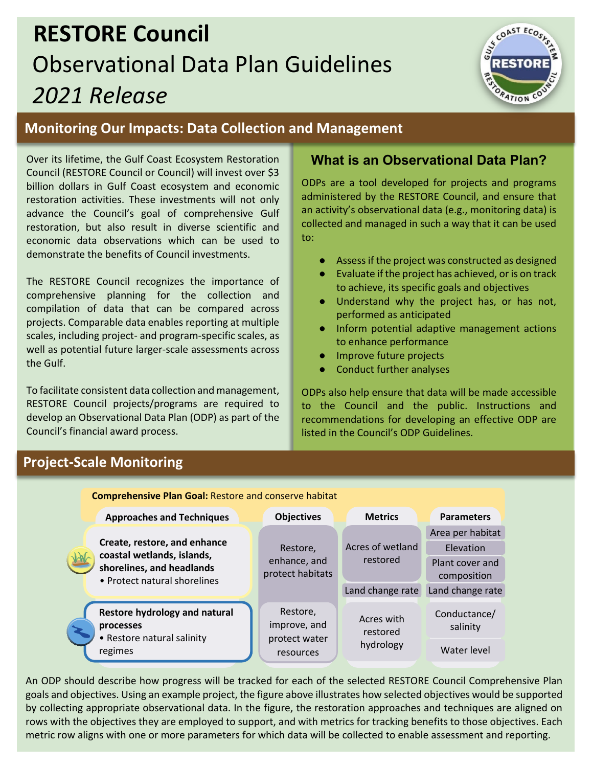# RESTORE Council

## Observational Data Plan Guidelines

*2021 Release*

## Monitoring Our Impacts: Data Collection and Management

Over its lifetime, the Gulf Coast Ecosystem Restoration Council (RESTORE Council or Council) will invest over $3 billion dollars in Gulf Coast ecosystem and economic restoration activities. These investments will not only advance the Council's goal of comprehensive Gulf restoration, but also result in diverse scientific and economic data observations which can be used to demonstrate the benefits of Council investments.

The RESTORE Council recognizes the importance of comprehensive planning for the collection and compilation of data that can be compared across projects. Comparable data enables reporting at multiple scales, including project- and program-specific scales, as well as potential future larger-scale assessments across the Gulf.

To facilitate consistent data collection and management, RESTORE Council projects/programs are required to develop an Observational Data Plan (ODP) as part of the Council's financial award process.

### What is an Observational Data Plan?

ODPs are a tool developed for projects and programs administered by the RESTORE Council, and ensure that an activity's observational data (e.g., monitoring data) is collected and managed in such a way that it can be used to:

- Assess if the project was constructed as designed
- Evaluate if the project has achieved, or is on track to achieve, its specific goals and objectives
- Understand why the project has, or has not, performed as anticipated
- Inform potential adaptive management actions to enhance performance
- Improve future projects
- Conduct further analyses

ODPs also help ensure that data will be made accessible to the Council and the public. Instructions and recommendations for developing an effective ODP are listed in the Council's ODP Guidelines.

## Project-Scale Monitoring

**Comprehensive Plan Goal:** Restore and conserve habitat

| Approaches and Techniques | Objectives | Metrics | Parameters |
|---|---|---|---|
| **Create, restore, and enhance coastal wetlands, islands, shorelines, and headlands** • Protect natural shorelines | Restore, enhance, and protect habitats | Acres of wetland restored | Area per habitat; Elevation; Plant cover and composition |
| | | Land change rate | Land change rate |
| **Restore hydrology and natural processes** • Restore natural salinity regimes | Restore, improve, and protect water resources | Acres with restored hydrology | Conductance/ salinity; Water level |

An ODP should describe how progress will be tracked for each of the selected RESTORE Council Comprehensive Plan goals and objectives. Using an example project, the figure above illustrates how selected objectives would be supported by collecting appropriate observational data. In the figure, the restoration approaches and techniques are aligned on rows with the objectives they are employed to support, and with metrics for tracking benefits to those objectives. Each metric row aligns with one or more parameters for which data will be collected to enable assessment and reporting.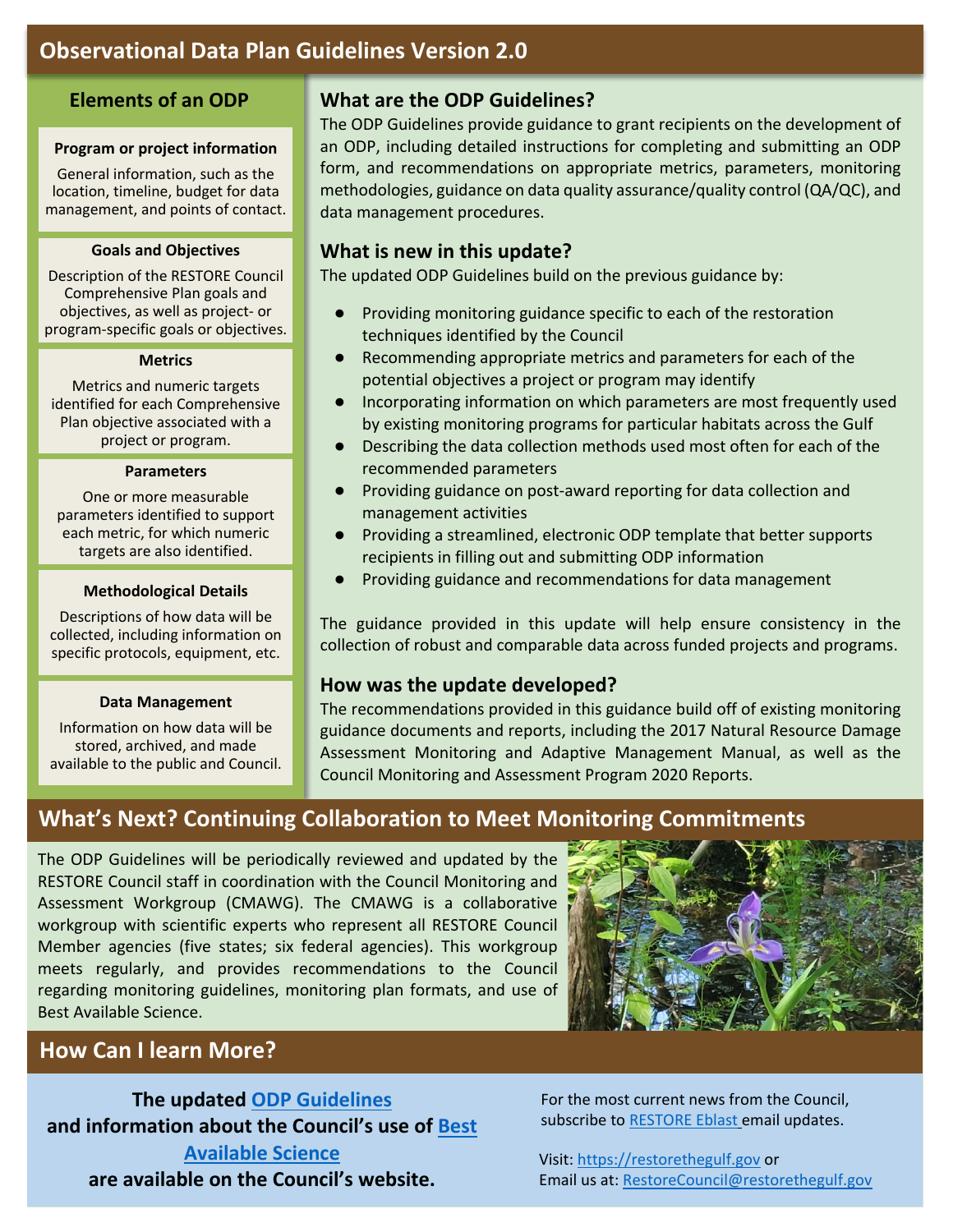# Observational Data Plan Guidelines Version 2.0

## Elements of an ODP

**Program or project information**

General information, such as the location, timeline, budget for data management, and points of contact.

**Goals and Objectives**

Description of the RESTORE Council Comprehensive Plan goals and objectives, as well as project- or program-specific goals or objectives.

**Metrics**

Metrics and numeric targets identified for each Comprehensive Plan objective associated with a project or program.

**Parameters**

One or more measurable parameters identified to support each metric, for which numeric targets are also identified.

**Methodological Details**

Descriptions of how data will be collected, including information on specific protocols, equipment, etc.

**Data Management**

Information on how data will be stored, archived, and made available to the public and Council.

## What are the ODP Guidelines?

The ODP Guidelines provide guidance to grant recipients on the development of an ODP, including detailed instructions for completing and submitting an ODP form, and recommendations on appropriate metrics, parameters, monitoring methodologies, guidance on data quality assurance/quality control (QA/QC), and data management procedures.

## What is new in this update?

The updated ODP Guidelines build on the previous guidance by:

- Providing monitoring guidance specific to each of the restoration techniques identified by the Council
- Recommending appropriate metrics and parameters for each of the potential objectives a project or program may identify
- Incorporating information on which parameters are most frequently used by existing monitoring programs for particular habitats across the Gulf
- Describing the data collection methods used most often for each of the recommended parameters
- Providing guidance on post-award reporting for data collection and management activities
- Providing a streamlined, electronic ODP template that better supports recipients in filling out and submitting ODP information
- Providing guidance and recommendations for data management

The guidance provided in this update will help ensure consistency in the collection of robust and comparable data across funded projects and programs.

## How was the update developed?

The recommendations provided in this guidance build off of existing monitoring guidance documents and reports, including the 2017 Natural Resource Damage Assessment Monitoring and Adaptive Management Manual, as well as the Council Monitoring and Assessment Program 2020 Reports.

## What's Next? Continuing Collaboration to Meet Monitoring Commitments

The ODP Guidelines will be periodically reviewed and updated by the RESTORE Council staff in coordination with the Council Monitoring and Assessment Workgroup (CMAWG). The CMAWG is a collaborative workgroup with scientific experts who represent all RESTORE Council Member agencies (five states; six federal agencies). This workgroup meets regularly, and provides recommendations to the Council regarding monitoring guidelines, monitoring plan formats, and use of Best Available Science.

## How Can I learn More?

**The updated ODP Guidelines and information about the Council's use of Best Available Science are available on the Council's website.**

For the most current news from the Council, subscribe to RESTORE Eblast email updates.

Visit: https://restorethegulf.gov or
Email us at: RestoreCouncil@restorethegulf.gov